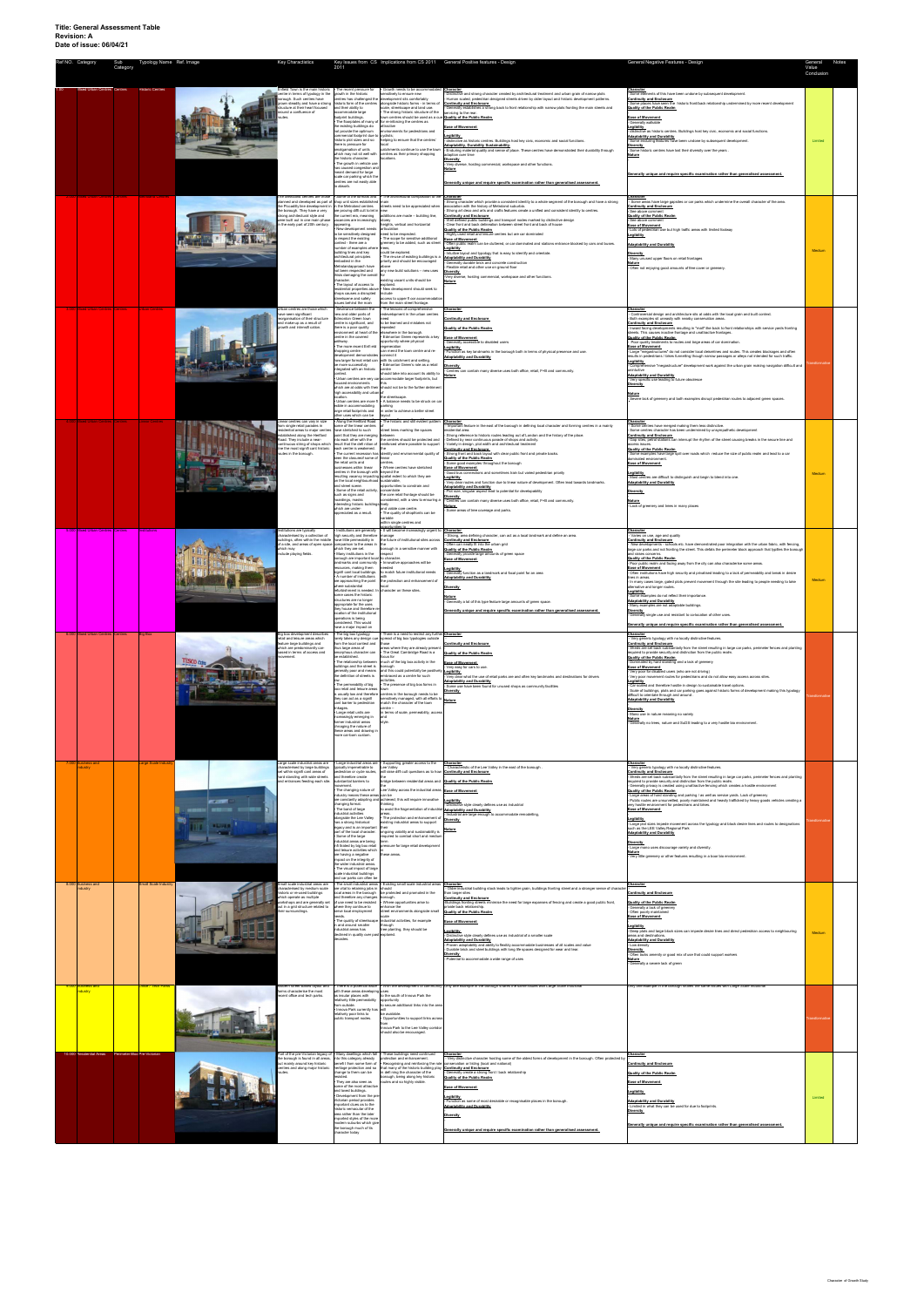**Title: General Assessment Table**
**Revision: A**
**Date of issue: 06/04/21**

| Ref NO. | Category | Sub Category | Typology Name | Ref. Image | Key Characteristics | Key Issues from CS 2011 | Implications from CS 2011 | General Positive features - Design | General Negative Features - Design | General Value Conclusion | Notes |
|---|---|---|---|---|---|---|---|---|---|---|---|
| 1.00 | Mixed Urban Centres | Centres | Historic Centres | | Enfield Town is the main historic centre in terms of typology in the borough. | | | Generally unique and require specific examination rather than generalised assessment. | Generally unique and require specific examination rather than generalised assessment. | Limited | |
| 2.00 | Mixed Urban Centres | Centres | Metroland Centres | | | | | | | Medium | |
| 3.00 | Mixed Urban Centres | Centres | Urban Centres | | | | | | | Transformative | |
| 4.00 | Mixed Urban Centres | Centres | Linear Centres | | | | | | | Medium | |
| 5.00 | Mixed Urban Centres | Centres | Institutions | | | | | Generally unique and require specific examination rather than generalised assessment. | Generally unique and require specific examination rather than generalised assessment. | Medium | |
| 6.00 | Mixed Urban Centres | Centres | Big Box | | | | | | | Transformative | |
| 7.00 | Business and Industry | | Large Scale Industry | | | | | | | Transformative | |
| 8.00 | Business and Industry | | Small Scale Industry | | | | | | | Medium | |
| 9.00 | Business and Industry | | Office / Tech Parks | | | | | | | Transformative | |
| 10.00 | Residential Areas | Pre-Victorian | Pre-Victorian | | | | | Generally unique and require specific examination rather than generalised assessment. | Generally unique and require specific examination rather than generalised assessment. | Limited | |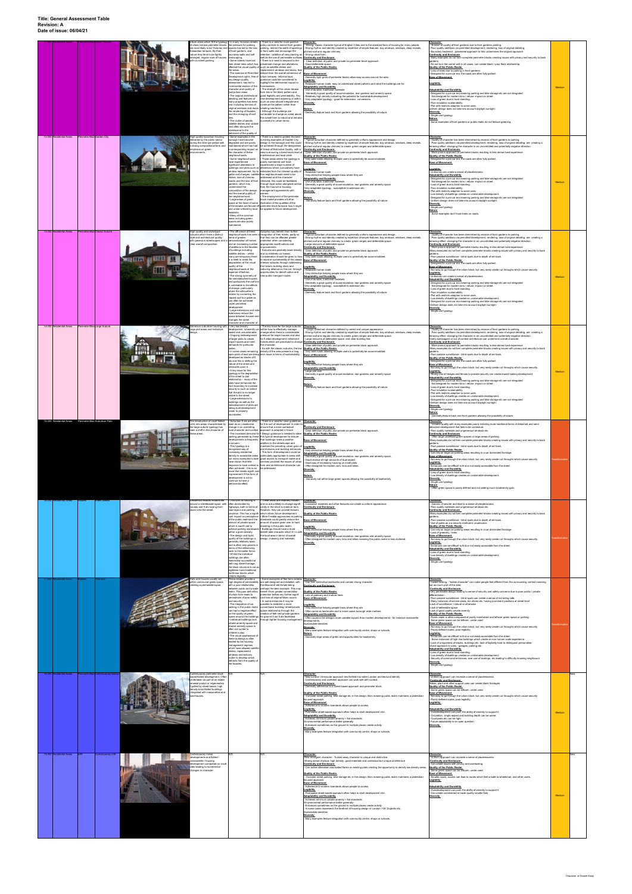**Title: General Assessment Table**
**Revision: A**
**Date of issue: 06/04/21**

| | | | | |
|---|---|---|---|---|
| 11.000 | Residential Areas | Perimeter Block Victorian Terrace | Medium | |
| 12.000 | Residential Areas | Perimeter Block Garden City | Medium | |
| 13.000 | Residential Areas | Perimeter Block Classic Suburb | Medium | |
| 14.000 | Residential Areas | Perimeter Block Large Suburb | Medium | |
| 15.000 | Residential Areas | Perimeter Block Suburban Flats | Transformative | |
| 16.000 | Residential Areas | Estates Linear Estate | Transformative | |
| 17.000 | Residential Areas | Estates Free form | Transformative | |
| 18.000 | Residential Areas | Perimeter Block Contemporary Perimeter Block | Medium | New |
| 19.000 | Residential Areas | Contemporary infill | Medium | New |

Character of Growth Study